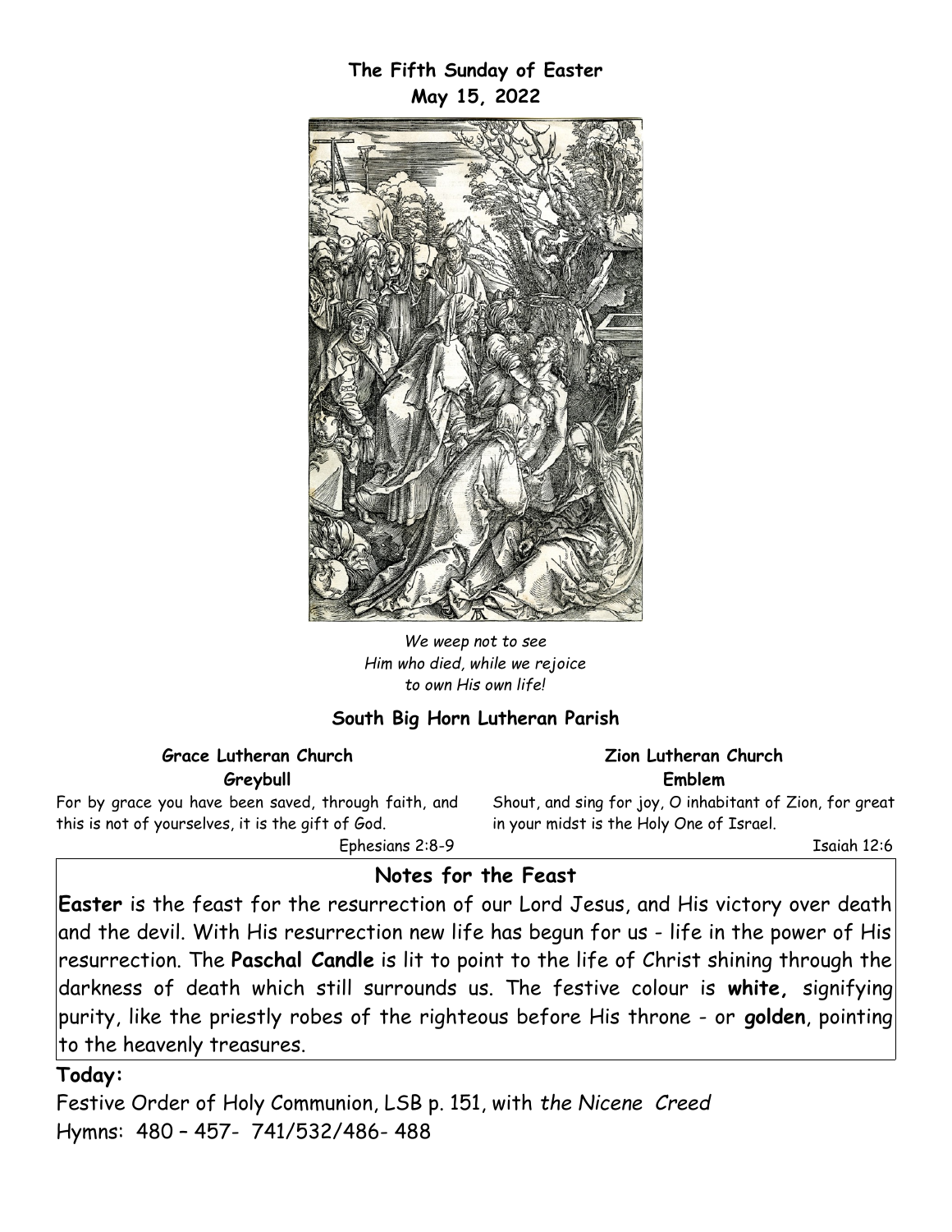**The Fifth Sunday of Easter**
**May 15, 2022**

*We weep not to see*
*Him who died, while we rejoice*
*to own His own life!*

**South Big Horn Lutheran Parish**

**Grace Lutheran Church**
**Greybull**

For by grace you have been saved, through faith, and this is not of yourselves, it is the gift of God.

Ephesians 2:8-9

**Zion Lutheran Church**
**Emblem**

Shout, and sing for joy, O inhabitant of Zion, for great in your midst is the Holy One of Israel.

Isaiah 12:6

## Notes for the Feast

**Easter** is the feast for the resurrection of our Lord Jesus, and His victory over death and the devil. With His resurrection new life has begun for us - life in the power of His resurrection. The **Paschal Candle** is lit to point to the life of Christ shining through the darkness of death which still surrounds us. The festive colour is **white,** signifying purity, like the priestly robes of the righteous before His throne - or **golden**, pointing to the heavenly treasures.

**Today:**

Festive Order of Holy Communion, LSB p. 151, with *the Nicene Creed*

Hymns: 480 – 457- 741/532/486- 488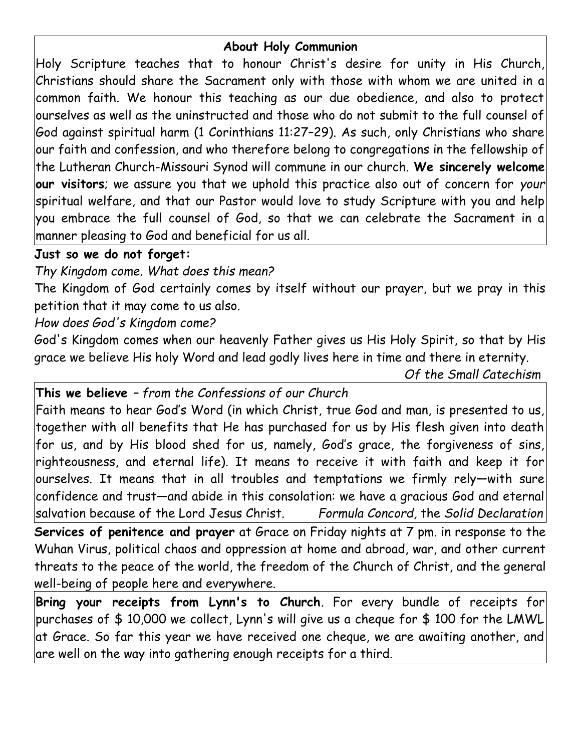**About Holy Communion**

Holy Scripture teaches that to honour Christ's desire for unity in His Church, Christians should share the Sacrament only with those with whom we are united in a common faith. We honour this teaching as our due obedience, and also to protect ourselves as well as the uninstructed and those who do not submit to the full counsel of God against spiritual harm (1 Corinthians 11:27–29). As such, only Christians who share our faith and confession, and who therefore belong to congregations in the fellowship of the Lutheran Church-Missouri Synod will commune in our church. **We sincerely welcome our visitors**; we assure you that we uphold this practice also out of concern for *your* spiritual welfare, and that our Pastor would love to study Scripture with you and help you embrace the full counsel of God, so that we can celebrate the Sacrament in a manner pleasing to God and beneficial for us all.

**Just so we do not forget:**

*Thy Kingdom come. What does this mean?*

The Kingdom of God certainly comes by itself without our prayer, but we pray in this petition that it may come to us also.

*How does God's Kingdom come?*

God's Kingdom comes when our heavenly Father gives us His Holy Spirit, so that by His grace we believe His holy Word and lead godly lives here in time and there in eternity.

*Of the Small Catechism*

**This we believe** – *from the Confessions of our Church*

Faith means to hear God's Word (in which Christ, true God and man, is presented to us, together with all benefits that He has purchased for us by His flesh given into death for us, and by His blood shed for us, namely, God's grace, the forgiveness of sins, righteousness, and eternal life). It means to receive it with faith and keep it for ourselves. It means that in all troubles and temptations we firmly rely—with sure confidence and trust—and abide in this consolation: we have a gracious God and eternal salvation because of the Lord Jesus Christ. *Formula Concord,* the *Solid Declaration*

**Services of penitence and prayer** at Grace on Friday nights at 7 pm. in response to the Wuhan Virus, political chaos and oppression at home and abroad, war, and other current threats to the peace of the world, the freedom of the Church of Christ, and the general well-being of people here and everywhere.

**Bring your receipts from Lynn's to Church**. For every bundle of receipts for purchases of $ 10,000 we collect, Lynn's will give us a cheque for $ 100 for the LMWL at Grace. So far this year we have received one cheque, we are awaiting another, and are well on the way into gathering enough receipts for a third.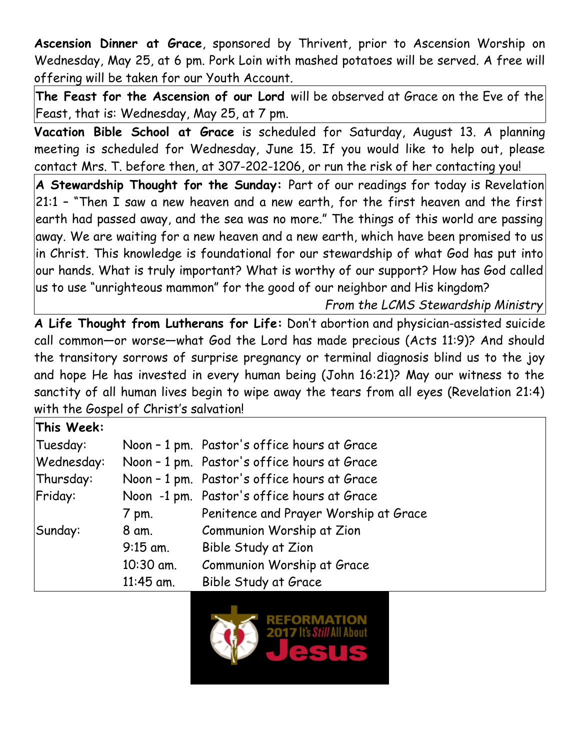**Ascension Dinner at Grace**, sponsored by Thrivent, prior to Ascension Worship on Wednesday, May 25, at 6 pm. Pork Loin with mashed potatoes will be served. A free will offering will be taken for our Youth Account.

**The Feast for the Ascension of our Lord** will be observed at Grace on the Eve of the Feast, that is: Wednesday, May 25, at 7 pm.

**Vacation Bible School at Grace** is scheduled for Saturday, August 13. A planning meeting is scheduled for Wednesday, June 15. If you would like to help out, please contact Mrs. T. before then, at 307-202-1206, or run the risk of her contacting you!

**A Stewardship Thought for the Sunday:** Part of our readings for today is Revelation 21:1 – "Then I saw a new heaven and a new earth, for the first heaven and the first earth had passed away, and the sea was no more." The things of this world are passing away. We are waiting for a new heaven and a new earth, which have been promised to us in Christ. This knowledge is foundational for our stewardship of what God has put into our hands. What is truly important? What is worthy of our support? How has God called us to use "unrighteous mammon" for the good of our neighbor and His kingdom?

*From the LCMS Stewardship Ministry*

**A Life Thought from Lutherans for Life:** Don't abortion and physician-assisted suicide call common—or worse—what God the Lord has made precious (Acts 11:9)? And should the transitory sorrows of surprise pregnancy or terminal diagnosis blind us to the joy and hope He has invested in every human being (John 16:21)? May our witness to the sanctity of all human lives begin to wipe away the tears from all eyes (Revelation 21:4) with the Gospel of Christ's salvation!

**This Week:**

| | | |
|---|---|---|
| Tuesday: | Noon – 1 pm. | Pastor's office hours at Grace |
| Wednesday: | Noon – 1 pm. | Pastor's office hours at Grace |
| Thursday: | Noon – 1 pm. | Pastor's office hours at Grace |
| Friday: | Noon -1 pm. | Pastor's office hours at Grace |
| | 7 pm. | Penitence and Prayer Worship at Grace |
| Sunday: | 8 am. | Communion Worship at Zion |
| | 9:15 am. | Bible Study at Zion |
| | 10:30 am. | Communion Worship at Grace |
| | 11:45 am. | Bible Study at Grace |

REFORMATION 2017 It's *Still* All About Jesus